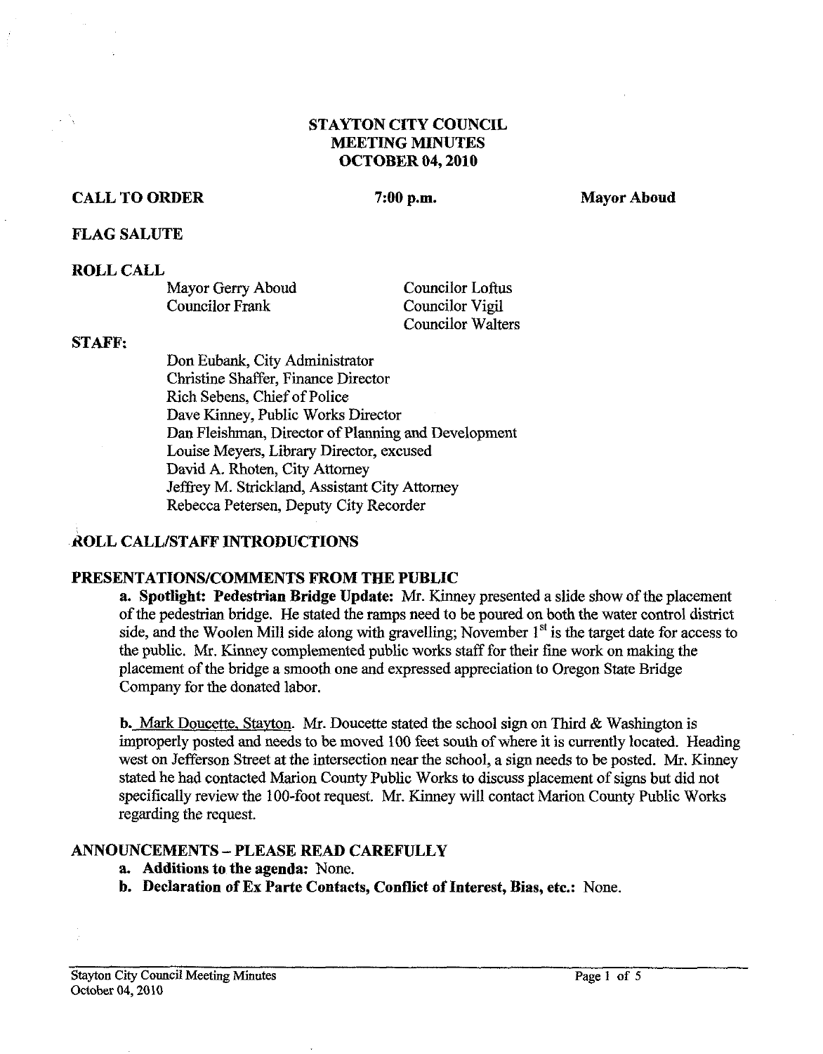# STAYTON CITY COUNCIL
## MEETING MINUTES
## OCTOBER 04, 2010

**CALL TO ORDER** **7:00 p.m.** **Mayor Aboud**

**FLAG SALUTE**

**ROLL CALL**

Mayor Gerry Aboud
Councilor Frank
Councilor Loftus
Councilor Vigil
Councilor Walters

**STAFF:**

Don Eubank, City Administrator
Christine Shaffer, Finance Director
Rich Sebens, Chief of Police
Dave Kinney, Public Works Director
Dan Fleishman, Director of Planning and Development
Louise Meyers, Library Director, excused
David A. Rhoten, City Attorney
Jeffrey M. Strickland, Assistant City Attorney
Rebecca Petersen, Deputy City Recorder

**ROLL CALL/STAFF INTRODUCTIONS**

**PRESENTATIONS/COMMENTS FROM THE PUBLIC**

**a. Spotlight: Pedestrian Bridge Update:** Mr. Kinney presented a slide show of the placement of the pedestrian bridge. He stated the ramps need to be poured on both the water control district side, and the Woolen Mill side along with gravelling; November 1st is the target date for access to the public. Mr. Kinney complemented public works staff for their fine work on making the placement of the bridge a smooth one and expressed appreciation to Oregon State Bridge Company for the donated labor.

**b.** Mark Doucette, Stayton. Mr. Doucette stated the school sign on Third & Washington is improperly posted and needs to be moved 100 feet south of where it is currently located. Heading west on Jefferson Street at the intersection near the school, a sign needs to be posted. Mr. Kinney stated he had contacted Marion County Public Works to discuss placement of signs but did not specifically review the 100-foot request. Mr. Kinney will contact Marion County Public Works regarding the request.

**ANNOUNCEMENTS – PLEASE READ CAREFULLY**

**a. Additions to the agenda:** None.

**b. Declaration of Ex Parte Contacts, Conflict of Interest, Bias, etc.:** None.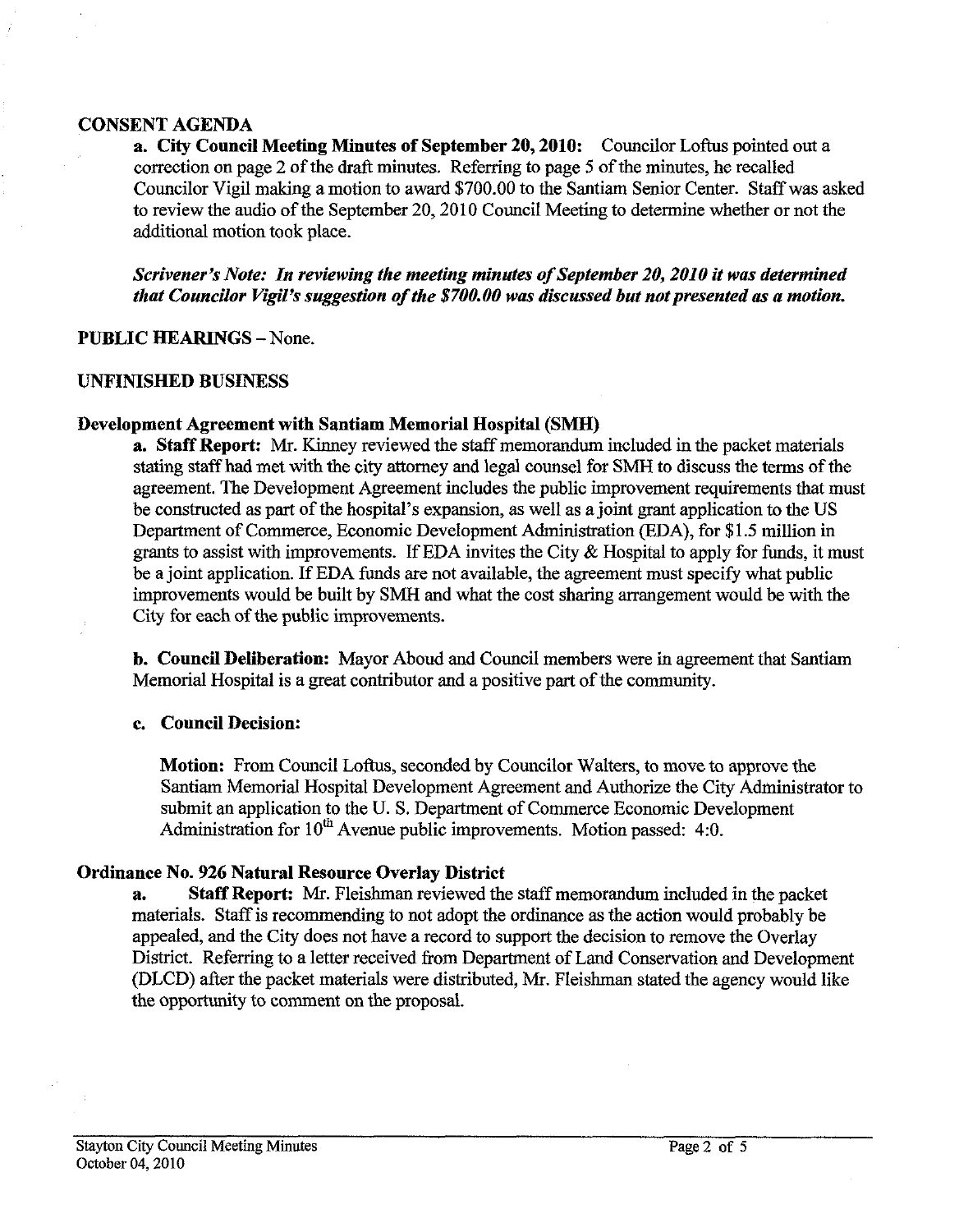## CONSENT AGENDA

**a. City Council Meeting Minutes of September 20, 2010:** Councilor Loftus pointed out a correction on page 2 of the draft minutes. Referring to page 5 of the minutes, he recalled Councilor Vigil making a motion to award $700.00 to the Santiam Senior Center. Staff was asked to review the audio of the September 20, 2010 Council Meeting to determine whether or not the additional motion took place.

***Scrivener's Note: In reviewing the meeting minutes of September 20, 2010 it was determined that Councilor Vigil's suggestion of the $700.00 was discussed but not presented as a motion.***

## PUBLIC HEARINGS – None.

## UNFINISHED BUSINESS

### Development Agreement with Santiam Memorial Hospital (SMH)

**a. Staff Report:** Mr. Kinney reviewed the staff memorandum included in the packet materials stating staff had met with the city attorney and legal counsel for SMH to discuss the terms of the agreement. The Development Agreement includes the public improvement requirements that must be constructed as part of the hospital's expansion, as well as a joint grant application to the US Department of Commerce, Economic Development Administration (EDA), for $1.5 million in grants to assist with improvements. If EDA invites the City & Hospital to apply for funds, it must be a joint application. If EDA funds are not available, the agreement must specify what public improvements would be built by SMH and what the cost sharing arrangement would be with the City for each of the public improvements.

**b. Council Deliberation:** Mayor Aboud and Council members were in agreement that Santiam Memorial Hospital is a great contributor and a positive part of the community.

**c. Council Decision:**

**Motion:** From Council Loftus, seconded by Councilor Walters, to move to approve the Santiam Memorial Hospital Development Agreement and Authorize the City Administrator to submit an application to the U. S. Department of Commerce Economic Development Administration for 10th Avenue public improvements. Motion passed: 4:0.

### Ordinance No. 926 Natural Resource Overlay District

**a. Staff Report:** Mr. Fleishman reviewed the staff memorandum included in the packet materials. Staff is recommending to not adopt the ordinance as the action would probably be appealed, and the City does not have a record to support the decision to remove the Overlay District. Referring to a letter received from Department of Land Conservation and Development (DLCD) after the packet materials were distributed, Mr. Fleishman stated the agency would like the opportunity to comment on the proposal.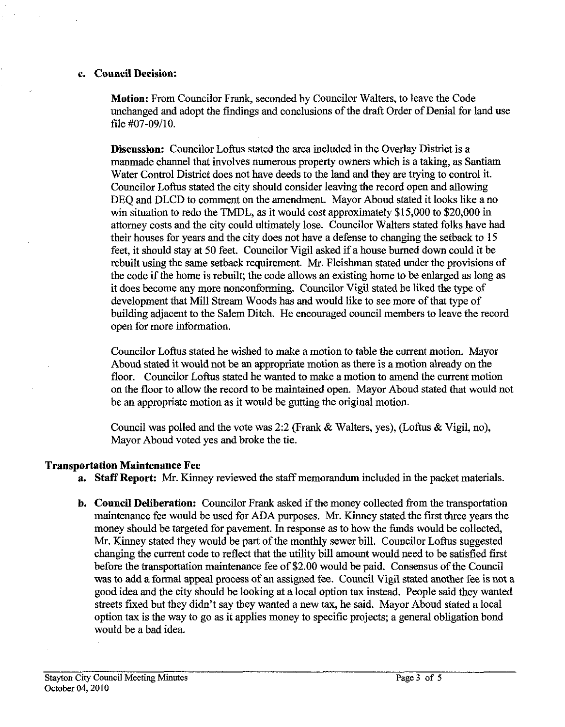**c. Council Decision:**

**Motion:** From Councilor Frank, seconded by Councilor Walters, to leave the Code unchanged and adopt the findings and conclusions of the draft Order of Denial for land use file #07-09/10.

**Discussion:** Councilor Loftus stated the area included in the Overlay District is a manmade channel that involves numerous property owners which is a taking, as Santiam Water Control District does not have deeds to the land and they are trying to control it. Councilor Loftus stated the city should consider leaving the record open and allowing DEQ and DLCD to comment on the amendment. Mayor Aboud stated it looks like a no win situation to redo the TMDL, as it would cost approximately $15,000 to $20,000 in attorney costs and the city could ultimately lose. Councilor Walters stated folks have had their houses for years and the city does not have a defense to changing the setback to 15 feet, it should stay at 50 feet. Councilor Vigil asked if a house burned down could it be rebuilt using the same setback requirement. Mr. Fleishman stated under the provisions of the code if the home is rebuilt; the code allows an existing home to be enlarged as long as it does become any more nonconforming. Councilor Vigil stated he liked the type of development that Mill Stream Woods has and would like to see more of that type of building adjacent to the Salem Ditch. He encouraged council members to leave the record open for more information.

Councilor Loftus stated he wished to make a motion to table the current motion. Mayor Aboud stated it would not be an appropriate motion as there is a motion already on the floor. Councilor Loftus stated he wanted to make a motion to amend the current motion on the floor to allow the record to be maintained open. Mayor Aboud stated that would not be an appropriate motion as it would be gutting the original motion.

Council was polled and the vote was 2:2 (Frank & Walters, yes), (Loftus & Vigil, no), Mayor Aboud voted yes and broke the tie.

## Transportation Maintenance Fee

**a. Staff Report:** Mr. Kinney reviewed the staff memorandum included in the packet materials.

**b. Council Deliberation:** Councilor Frank asked if the money collected from the transportation maintenance fee would be used for ADA purposes. Mr. Kinney stated the first three years the money should be targeted for pavement. In response as to how the funds would be collected, Mr. Kinney stated they would be part of the monthly sewer bill. Councilor Loftus suggested changing the current code to reflect that the utility bill amount would need to be satisfied first before the transportation maintenance fee of $2.00 would be paid. Consensus of the Council was to add a formal appeal process of an assigned fee. Council Vigil stated another fee is not a good idea and the city should be looking at a local option tax instead. People said they wanted streets fixed but they didn't say they wanted a new tax, he said. Mayor Aboud stated a local option tax is the way to go as it applies money to specific projects; a general obligation bond would be a bad idea.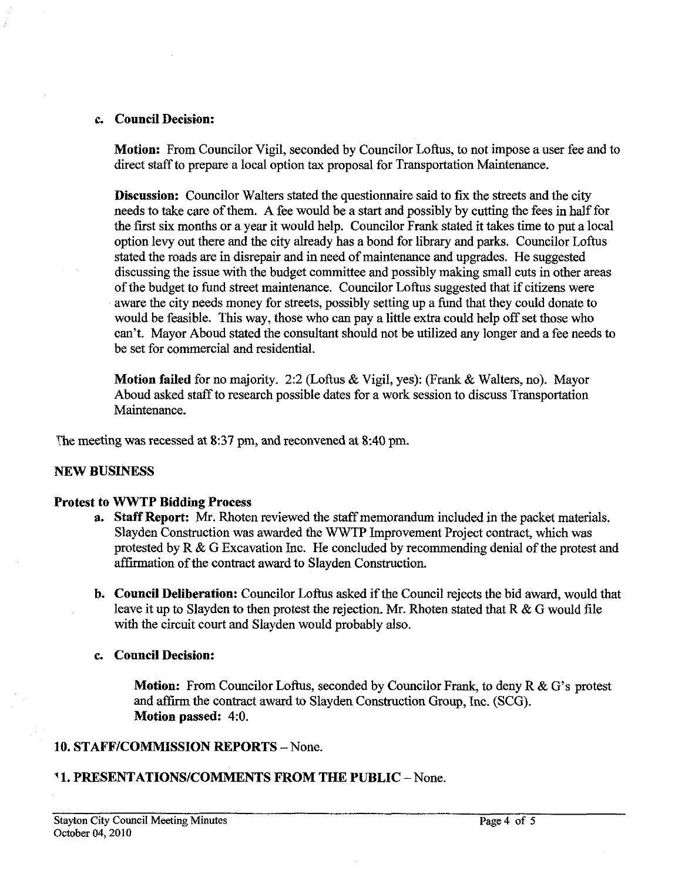**c. Council Decision:**

**Motion:** From Councilor Vigil, seconded by Councilor Loftus, to not impose a user fee and to direct staff to prepare a local option tax proposal for Transportation Maintenance.

**Discussion:** Councilor Walters stated the questionnaire said to fix the streets and the city needs to take care of them. A fee would be a start and possibly by cutting the fees in half for the first six months or a year it would help. Councilor Frank stated it takes time to put a local option levy out there and the city already has a bond for library and parks. Councilor Loftus stated the roads are in disrepair and in need of maintenance and upgrades. He suggested discussing the issue with the budget committee and possibly making small cuts in other areas of the budget to fund street maintenance. Councilor Loftus suggested that if citizens were aware the city needs money for streets, possibly setting up a fund that they could donate to would be feasible. This way, those who can pay a little extra could help off set those who can't. Mayor Aboud stated the consultant should not be utilized any longer and a fee needs to be set for commercial and residential.

**Motion failed** for no majority. 2:2 (Loftus & Vigil, yes): (Frank & Walters, no). Mayor Aboud asked staff to research possible dates for a work session to discuss Transportation Maintenance.

The meeting was recessed at 8:37 pm, and reconvened at 8:40 pm.

## NEW BUSINESS

### Protest to WWTP Bidding Process

a. **Staff Report:** Mr. Rhoten reviewed the staff memorandum included in the packet materials. Slayden Construction was awarded the WWTP Improvement Project contract, which was protested by R & G Excavation Inc. He concluded by recommending denial of the protest and affirmation of the contract award to Slayden Construction.

b. **Council Deliberation:** Councilor Loftus asked if the Council rejects the bid award, would that leave it up to Slayden to then protest the rejection. Mr. Rhoten stated that R & G would file with the circuit court and Slayden would probably also.

c. **Council Decision:**

**Motion:** From Councilor Loftus, seconded by Councilor Frank, to deny R & G's protest and affirm the contract award to Slayden Construction Group, Inc. (SCG).
**Motion passed:** 4:0.

## 10. STAFF/COMMISSION REPORTS – None.

## 11. PRESENTATIONS/COMMENTS FROM THE PUBLIC – None.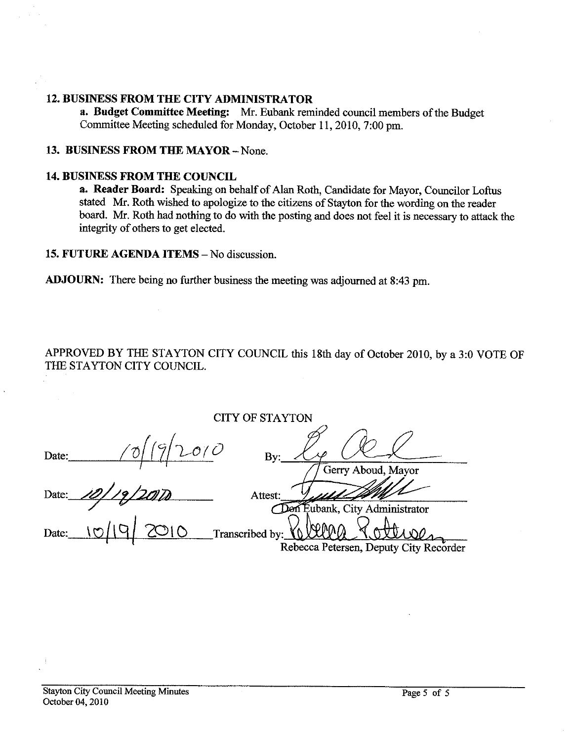**12. BUSINESS FROM THE CITY ADMINISTRATOR**

**a. Budget Committee Meeting:** Mr. Eubank reminded council members of the Budget Committee Meeting scheduled for Monday, October 11, 2010, 7:00 pm.

**13. BUSINESS FROM THE MAYOR** – None.

**14. BUSINESS FROM THE COUNCIL**

**a. Reader Board:** Speaking on behalf of Alan Roth, Candidate for Mayor, Councilor Loftus stated Mr. Roth wished to apologize to the citizens of Stayton for the wording on the reader board. Mr. Roth had nothing to do with the posting and does not feel it is necessary to attack the integrity of others to get elected.

**15. FUTURE AGENDA ITEMS** – No discussion.

**ADJOURN:** There being no further business the meeting was adjourned at 8:43 pm.

APPROVED BY THE STAYTON CITY COUNCIL this 18th day of October 2010, by a 3:0 VOTE OF THE STAYTON CITY COUNCIL.

CITY OF STAYTON

Date: 10/19/2010 By: Gerry Aboud, Mayor

Date: 10/19/2010 Attest: Don Eubank, City Administrator

Date: 10/19/2010 Transcribed by: Rebecca Petersen, Deputy City Recorder